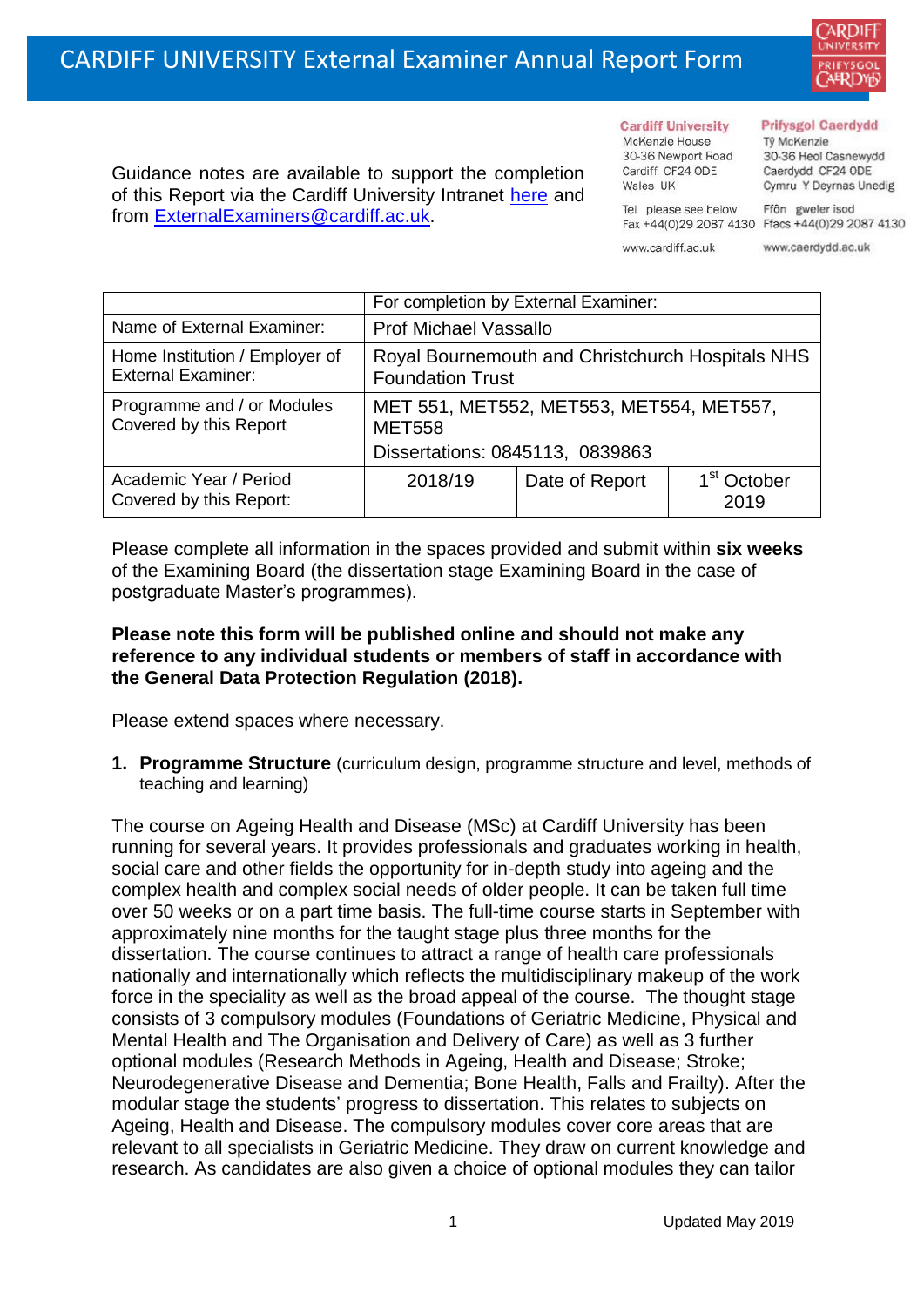# CARDIFF UNIVERSITY External Examiner Annual Report Form

Guidance notes are available to support the completion of this Report via the Cardiff University Intranet here and from ExternalExaminers@cardiff.ac.uk.

**Cardiff University**
McKenzie House
30-36 Newport Road
Cardiff CF24 0DE
Wales UK

Tel please see below
Fax +44(0)29 2087 4130

www.cardiff.ac.uk

**Prifysgol Caerdydd**
Tŷ McKenzie
30-36 Heol Casnewydd
Caerdydd CF24 0DE
Cymru Y Deyrnas Unedig

Ffôn gweler isod
Ffacs +44(0)29 2087 4130

www.caerdydd.ac.uk

| | For completion by External Examiner: | | |
|---|---|---|---|
| Name of External Examiner: | Prof Michael Vassallo | | |
| Home Institution / Employer of External Examiner: | Royal Bournemouth and Christchurch Hospitals NHS Foundation Trust | | |
| Programme and / or Modules Covered by this Report | MET 551, MET552, MET553, MET554, MET557, MET558<br>Dissertations: 0845113, 0839863 | | |
| Academic Year / Period Covered by this Report: | 2018/19 | Date of Report | 1st October 2019 |

Please complete all information in the spaces provided and submit within **six weeks** of the Examining Board (the dissertation stage Examining Board in the case of postgraduate Master's programmes).

**Please note this form will be published online and should not make any reference to any individual students or members of staff in accordance with the General Data Protection Regulation (2018).**

Please extend spaces where necessary.

1. **Programme Structure** (curriculum design, programme structure and level, methods of teaching and learning)

The course on Ageing Health and Disease (MSc) at Cardiff University has been running for several years. It provides professionals and graduates working in health, social care and other fields the opportunity for in-depth study into ageing and the complex health and complex social needs of older people. It can be taken full time over 50 weeks or on a part time basis. The full-time course starts in September with approximately nine months for the taught stage plus three months for the dissertation. The course continues to attract a range of health care professionals nationally and internationally which reflects the multidisciplinary makeup of the work force in the speciality as well as the broad appeal of the course. The thought stage consists of 3 compulsory modules (Foundations of Geriatric Medicine, Physical and Mental Health and The Organisation and Delivery of Care) as well as 3 further optional modules (Research Methods in Ageing, Health and Disease; Stroke; Neurodegenerative Disease and Dementia; Bone Health, Falls and Frailty). After the modular stage the students' progress to dissertation. This relates to subjects on Ageing, Health and Disease. The compulsory modules cover core areas that are relevant to all specialists in Geriatric Medicine. They draw on current knowledge and research. As candidates are also given a choice of optional modules they can tailor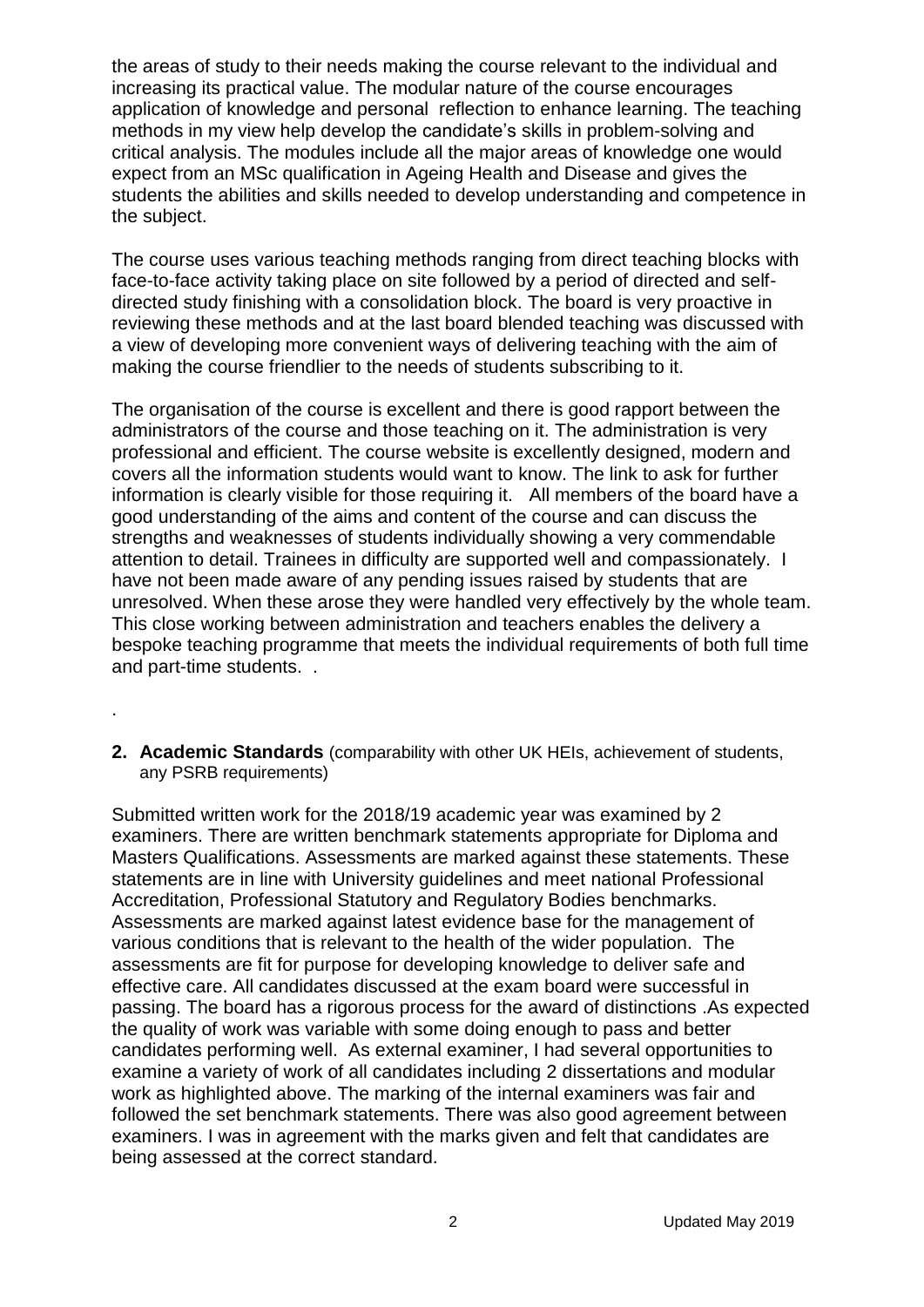the areas of study to their needs making the course relevant to the individual and increasing its practical value. The modular nature of the course encourages application of knowledge and personal reflection to enhance learning. The teaching methods in my view help develop the candidate's skills in problem-solving and critical analysis. The modules include all the major areas of knowledge one would expect from an MSc qualification in Ageing Health and Disease and gives the students the abilities and skills needed to develop understanding and competence in the subject.

The course uses various teaching methods ranging from direct teaching blocks with face-to-face activity taking place on site followed by a period of directed and self-directed study finishing with a consolidation block. The board is very proactive in reviewing these methods and at the last board blended teaching was discussed with a view of developing more convenient ways of delivering teaching with the aim of making the course friendlier to the needs of students subscribing to it.

The organisation of the course is excellent and there is good rapport between the administrators of the course and those teaching on it. The administration is very professional and efficient. The course website is excellently designed, modern and covers all the information students would want to know. The link to ask for further information is clearly visible for those requiring it. All members of the board have a good understanding of the aims and content of the course and can discuss the strengths and weaknesses of students individually showing a very commendable attention to detail. Trainees in difficulty are supported well and compassionately. I have not been made aware of any pending issues raised by students that are unresolved. When these arose they were handled very effectively by the whole team. This close working between administration and teachers enables the delivery a bespoke teaching programme that meets the individual requirements of both full time and part-time students. .

.

**2. Academic Standards** (comparability with other UK HEIs, achievement of students, any PSRB requirements)

Submitted written work for the 2018/19 academic year was examined by 2 examiners. There are written benchmark statements appropriate for Diploma and Masters Qualifications. Assessments are marked against these statements. These statements are in line with University guidelines and meet national Professional Accreditation, Professional Statutory and Regulatory Bodies benchmarks. Assessments are marked against latest evidence base for the management of various conditions that is relevant to the health of the wider population. The assessments are fit for purpose for developing knowledge to deliver safe and effective care. All candidates discussed at the exam board were successful in passing. The board has a rigorous process for the award of distinctions .As expected the quality of work was variable with some doing enough to pass and better candidates performing well. As external examiner, I had several opportunities to examine a variety of work of all candidates including 2 dissertations and modular work as highlighted above. The marking of the internal examiners was fair and followed the set benchmark statements. There was also good agreement between examiners. I was in agreement with the marks given and felt that candidates are being assessed at the correct standard.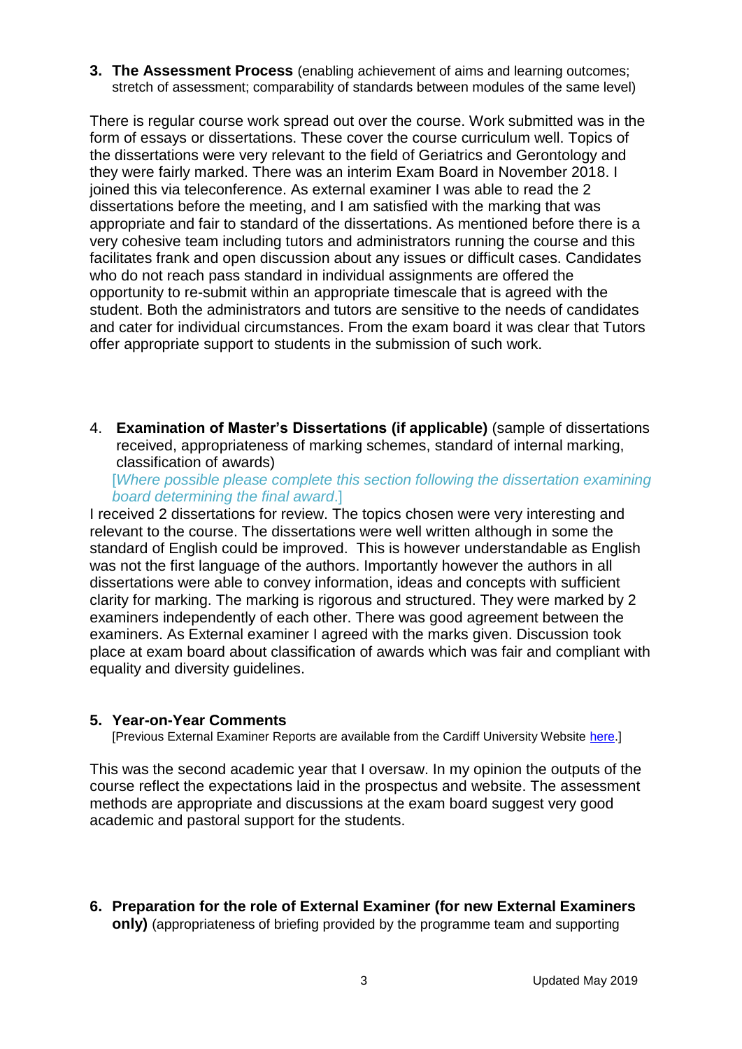**3. The Assessment Process** (enabling achievement of aims and learning outcomes; stretch of assessment; comparability of standards between modules of the same level)

There is regular course work spread out over the course. Work submitted was in the form of essays or dissertations. These cover the course curriculum well. Topics of the dissertations were very relevant to the field of Geriatrics and Gerontology and they were fairly marked. There was an interim Exam Board in November 2018. I joined this via teleconference. As external examiner I was able to read the 2 dissertations before the meeting, and I am satisfied with the marking that was appropriate and fair to standard of the dissertations. As mentioned before there is a very cohesive team including tutors and administrators running the course and this facilitates frank and open discussion about any issues or difficult cases. Candidates who do not reach pass standard in individual assignments are offered the opportunity to re-submit within an appropriate timescale that is agreed with the student. Both the administrators and tutors are sensitive to the needs of candidates and cater for individual circumstances. From the exam board it was clear that Tutors offer appropriate support to students in the submission of such work.

4. **Examination of Master's Dissertations (if applicable)** (sample of dissertations received, appropriateness of marking schemes, standard of internal marking, classification of awards)
[*Where possible please complete this section following the dissertation examining board determining the final award*.]

I received 2 dissertations for review. The topics chosen were very interesting and relevant to the course. The dissertations were well written although in some the standard of English could be improved. This is however understandable as English was not the first language of the authors. Importantly however the authors in all dissertations were able to convey information, ideas and concepts with sufficient clarity for marking. The marking is rigorous and structured. They were marked by 2 examiners independently of each other. There was good agreement between the examiners. As External examiner I agreed with the marks given. Discussion took place at exam board about classification of awards which was fair and compliant with equality and diversity guidelines.

**5. Year-on-Year Comments**
[Previous External Examiner Reports are available from the Cardiff University Website here.]

This was the second academic year that I oversaw. In my opinion the outputs of the course reflect the expectations laid in the prospectus and website. The assessment methods are appropriate and discussions at the exam board suggest very good academic and pastoral support for the students.

**6. Preparation for the role of External Examiner (for new External Examiners only)** (appropriateness of briefing provided by the programme team and supporting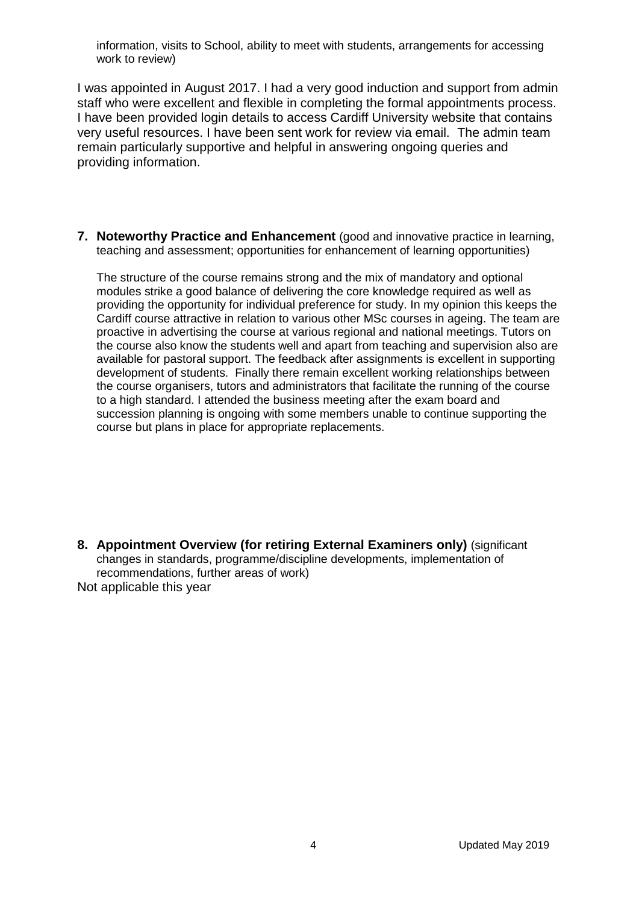information, visits to School, ability to meet with students, arrangements for accessing work to review)

I was appointed in August 2017. I had a very good induction and support from admin staff who were excellent and flexible in completing the formal appointments process. I have been provided login details to access Cardiff University website that contains very useful resources. I have been sent work for review via email. The admin team remain particularly supportive and helpful in answering ongoing queries and providing information.

**7. Noteworthy Practice and Enhancement** (good and innovative practice in learning, teaching and assessment; opportunities for enhancement of learning opportunities)

The structure of the course remains strong and the mix of mandatory and optional modules strike a good balance of delivering the core knowledge required as well as providing the opportunity for individual preference for study. In my opinion this keeps the Cardiff course attractive in relation to various other MSc courses in ageing. The team are proactive in advertising the course at various regional and national meetings. Tutors on the course also know the students well and apart from teaching and supervision also are available for pastoral support. The feedback after assignments is excellent in supporting development of students. Finally there remain excellent working relationships between the course organisers, tutors and administrators that facilitate the running of the course to a high standard. I attended the business meeting after the exam board and succession planning is ongoing with some members unable to continue supporting the course but plans in place for appropriate replacements.

**8. Appointment Overview (for retiring External Examiners only)** (significant changes in standards, programme/discipline developments, implementation of recommendations, further areas of work)

Not applicable this year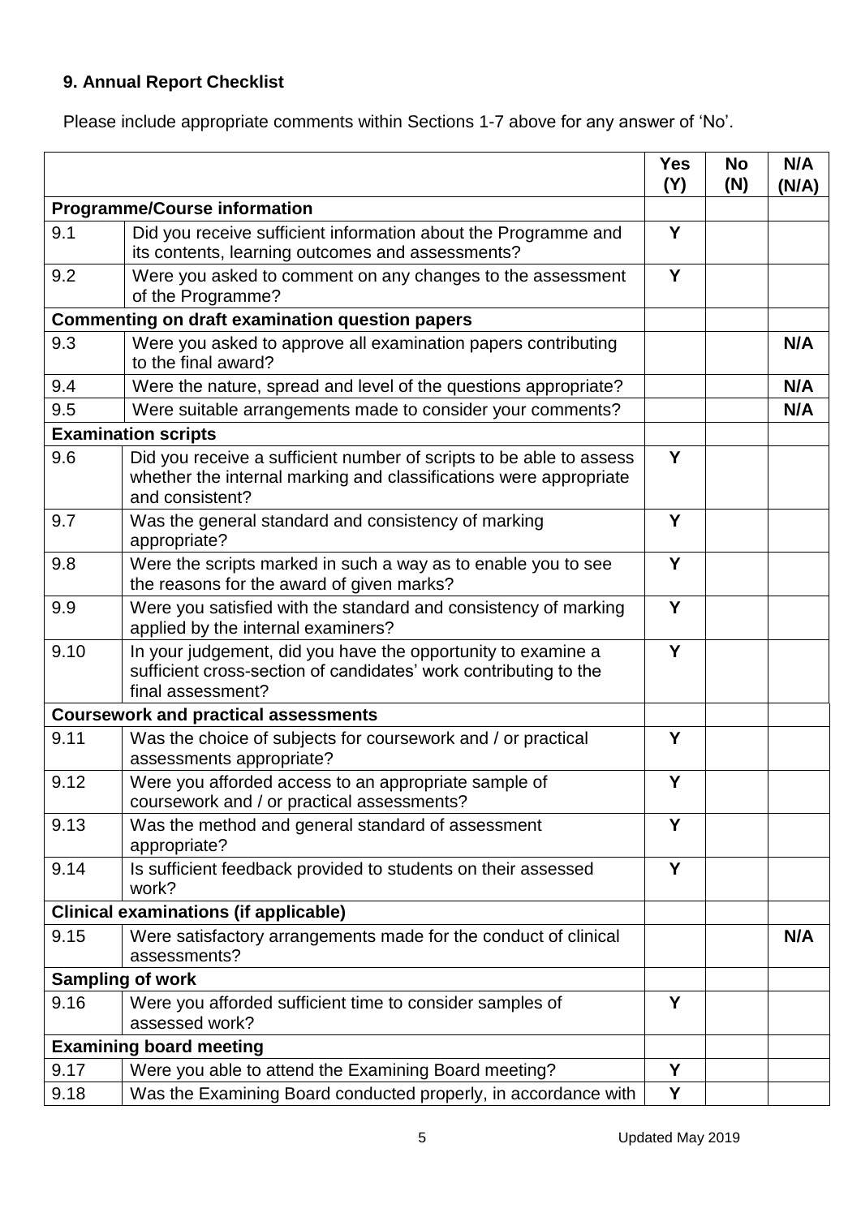## 9. Annual Report Checklist

Please include appropriate comments within Sections 1-7 above for any answer of 'No'.

| | | Yes (Y) | No (N) | N/A (N/A) |
|---|---|---|---|---|
| **Programme/Course information** | | | | |
| 9.1 | Did you receive sufficient information about the Programme and its contents, learning outcomes and assessments? | Y | | |
| 9.2 | Were you asked to comment on any changes to the assessment of the Programme? | Y | | |
| **Commenting on draft examination question papers** | | | | |
| 9.3 | Were you asked to approve all examination papers contributing to the final award? | | | N/A |
| 9.4 | Were the nature, spread and level of the questions appropriate? | | | N/A |
| 9.5 | Were suitable arrangements made to consider your comments? | | | N/A |
| **Examination scripts** | | | | |
| 9.6 | Did you receive a sufficient number of scripts to be able to assess whether the internal marking and classifications were appropriate and consistent? | Y | | |
| 9.7 | Was the general standard and consistency of marking appropriate? | Y | | |
| 9.8 | Were the scripts marked in such a way as to enable you to see the reasons for the award of given marks? | Y | | |
| 9.9 | Were you satisfied with the standard and consistency of marking applied by the internal examiners? | Y | | |
| 9.10 | In your judgement, did you have the opportunity to examine a sufficient cross-section of candidates' work contributing to the final assessment? | Y | | |
| **Coursework and practical assessments** | | | | |
| 9.11 | Was the choice of subjects for coursework and / or practical assessments appropriate? | Y | | |
| 9.12 | Were you afforded access to an appropriate sample of coursework and / or practical assessments? | Y | | |
| 9.13 | Was the method and general standard of assessment appropriate? | Y | | |
| 9.14 | Is sufficient feedback provided to students on their assessed work? | Y | | |
| **Clinical examinations (if applicable)** | | | | |
| 9.15 | Were satisfactory arrangements made for the conduct of clinical assessments? | | | N/A |
| **Sampling of work** | | | | |
| 9.16 | Were you afforded sufficient time to consider samples of assessed work? | Y | | |
| **Examining board meeting** | | | | |
| 9.17 | Were you able to attend the Examining Board meeting? | Y | | |
| 9.18 | Was the Examining Board conducted properly, in accordance with | Y | | |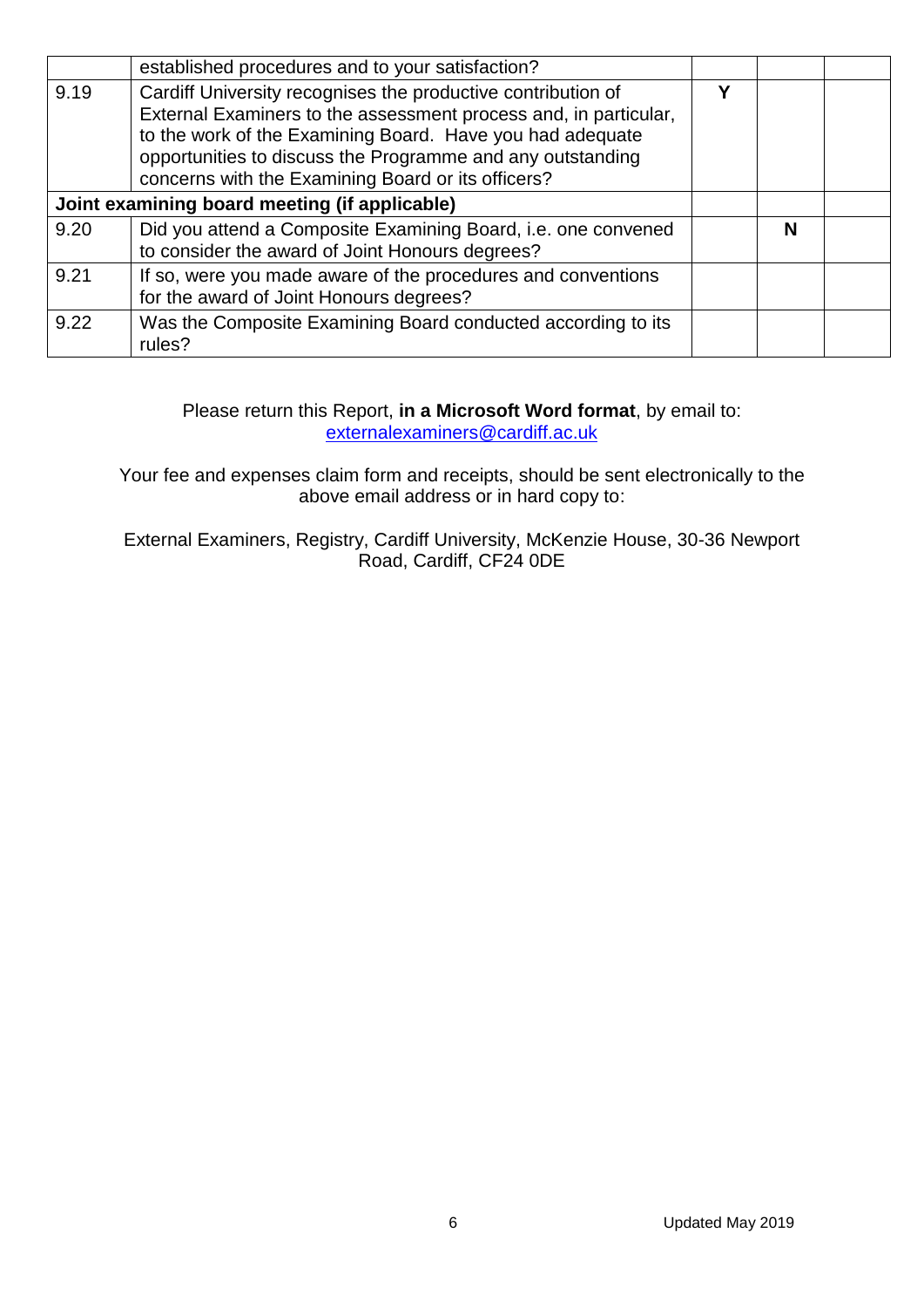| | | | | |
|---|---|---|---|---|
| | established procedures and to your satisfaction? | | | |
| 9.19 | Cardiff University recognises the productive contribution of External Examiners to the assessment process and, in particular, to the work of the Examining Board. Have you had adequate opportunities to discuss the Programme and any outstanding concerns with the Examining Board or its officers? | **Y** | | |
| **Joint examining board meeting (if applicable)** | | | | |
| 9.20 | Did you attend a Composite Examining Board, i.e. one convened to consider the award of Joint Honours degrees? | | **N** | |
| 9.21 | If so, were you made aware of the procedures and conventions for the award of Joint Honours degrees? | | | |
| 9.22 | Was the Composite Examining Board conducted according to its rules? | | | |

Please return this Report, **in a Microsoft Word format**, by email to: externalexaminers@cardiff.ac.uk

Your fee and expenses claim form and receipts, should be sent electronically to the above email address or in hard copy to:

External Examiners, Registry, Cardiff University, McKenzie House, 30-36 Newport Road, Cardiff, CF24 0DE

Updated May 2019